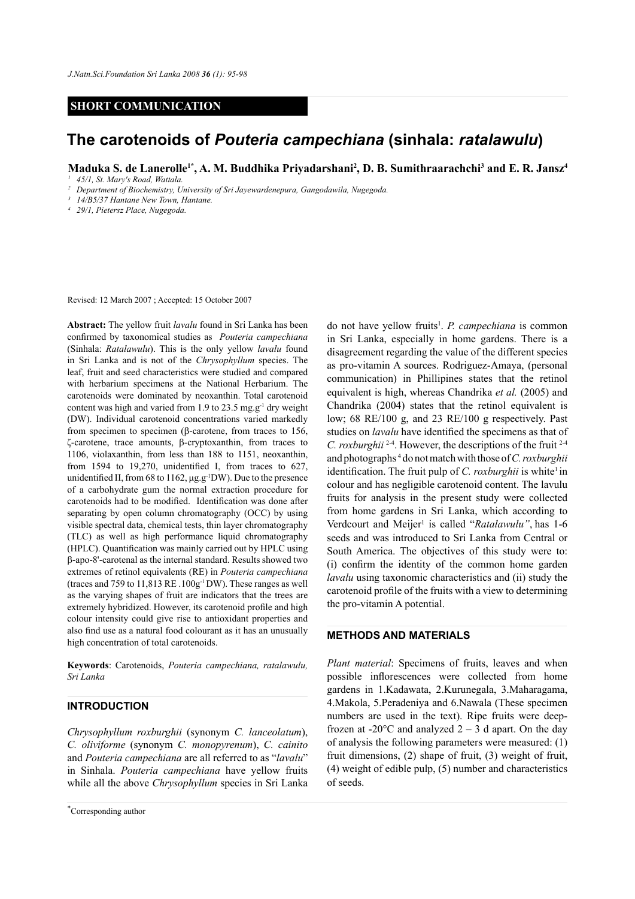SHORT COMMUNICATION

# The carotenoids of *Pouteria campechiana* (sinhala: *ratalawulu*)

**Maduka S. de Lanerolle[1*], A. M. Buddhika Priyadarshani[2], D. B. Sumithraarachchi[3] and E. R. Jansz[4]**

[1] 45/1, St. Mary's Road, Wattala.

[2] Department of Biochemistry, University of Sri Jayewardenepura, Gangodawila, Nugegoda.

[3] 14/B5/37 Hantane New Town, Hantane.

[4] 29/1, Pietersz Place, Nugegoda.

Revised: 12 March 2007 ; Accepted: 15 October 2007

**Abstract:** The yellow fruit *lavalu* found in Sri Lanka has been confirmed by taxonomical studies as *Pouteria campechiana* (Sinhala: *Ratalawulu*). This is the only yellow *lavalu* found in Sri Lanka and is not of the *Chrysophyllum* species. The leaf, fruit and seed characteristics were studied and compared with herbarium specimens at the National Herbarium. The carotenoids were dominated by neoxanthin. Total carotenoid content was high and varied from 1.9 to 23.5 mg.g$^{-1}$ dry weight (DW). Individual carotenoid concentrations varied markedly from specimen to specimen (β-carotene, from traces to 156, ζ-carotene, trace amounts, β-cryptoxanthin, from traces to 1106, violaxanthin, from less than 188 to 1151, neoxanthin, from 1594 to 19,270, unidentified I, from traces to 627, unidentified II, from 68 to 1162, μg.g$^{-1}$DW). Due to the presence of a carbohydrate gum the normal extraction procedure for carotenoids had to be modified. Identification was done after separating by open column chromatography (OCC) by using visible spectral data, chemical tests, thin layer chromatography (TLC) as well as high performance liquid chromatography (HPLC). Quantification was mainly carried out by HPLC using β-apo-8'-carotenal as the internal standard. Results showed two extremes of retinol equivalents (RE) in *Pouteria campechiana* (traces and 759 to 11,813 RE .100g$^{-1}$ DW). These ranges as well as the varying shapes of fruit are indicators that the trees are extremely hybridized. However, its carotenoid profile and high colour intensity could give rise to antioxidant properties and also find use as a natural food colourant as it has an unusually high concentration of total carotenoids.

**Keywords**: Carotenoids, *Pouteria campechiana, ratalawulu, Sri Lanka*

## INTRODUCTION

*Chrysophyllum roxburghii* (synonym *C. lanceolatum*), *C. oliviforme* (synonym *C. monopyrenum*), *C. cainito* and *Pouteria campechiana* are all referred to as "*lavalu*" in Sinhala. *Pouteria campechiana* have yellow fruits while all the above *Chrysophyllum* species in Sri Lanka do not have yellow fruits[1]. *P. campechiana* is common in Sri Lanka, especially in home gardens. There is a disagreement regarding the value of the different species as pro-vitamin A sources. Rodriguez-Amaya, (personal communication) in Phillipines states that the retinol equivalent is high, whereas Chandrika *et al.* (2005) and Chandrika (2004) states that the retinol equivalent is low; 68 RE/100 g, and 23 RE/100 g respectively. Past studies on *lavalu* have identified the specimens as that of *C. roxburghii* [2-4]. However, the descriptions of the fruit [2-4] and photographs [4] do not match with those of *C. roxburghii* identification. The fruit pulp of *C. roxburghii* is white[1] in colour and has negligible carotenoid content. The lavulu fruits for analysis in the present study were collected from home gardens in Sri Lanka, which according to Verdcourt and Meijer[1] is called "*Ratalawulu"*, has 1-6 seeds and was introduced to Sri Lanka from Central or South America. The objectives of this study were to: (i) confirm the identity of the common home garden *lavalu* using taxonomic characteristics and (ii) study the carotenoid profile of the fruits with a view to determining the pro-vitamin A potential.

## METHODS AND MATERIALS

*Plant material*: Specimens of fruits, leaves and when possible inflorescences were collected from home gardens in 1.Kadawata, 2.Kurunegala, 3.Maharagama, 4.Makola, 5.Peradeniya and 6.Nawala (These specimen numbers are used in the text). Ripe fruits were deep-frozen at -20°C and analyzed 2 – 3 d apart. On the day of analysis the following parameters were measured: (1) fruit dimensions, (2) shape of fruit, (3) weight of fruit, (4) weight of edible pulp, (5) number and characteristics of seeds.

*Corresponding author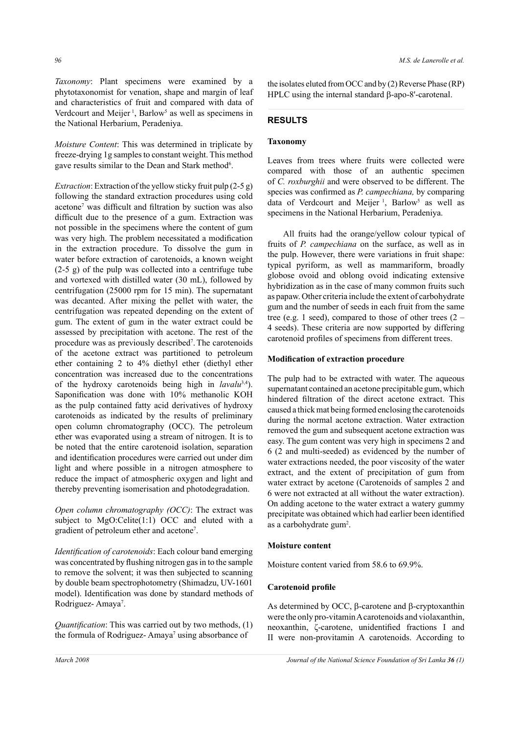*Taxonomy*: Plant specimens were examined by a phytotaxonomist for venation, shape and margin of leaf and characteristics of fruit and compared with data of Verdcourt and Meijer [1], Barlow[5] as well as specimens in the National Herbarium, Peradeniya.

*Moisture Content*: This was determined in triplicate by freeze-drying 1g samples to constant weight. This method gave results similar to the Dean and Stark method[6].

*Extraction*: Extraction of the yellow sticky fruit pulp (2-5 g) following the standard extraction procedures using cold acetone[7] was difficult and filtration by suction was also difficult due to the presence of a gum. Extraction was not possible in the specimens where the content of gum was very high. The problem necessitated a modification in the extraction procedure. To dissolve the gum in water before extraction of carotenoids, a known weight (2-5 g) of the pulp was collected into a centrifuge tube and vortexed with distilled water (30 mL), followed by centrifugation (25000 rpm for 15 min). The supernatant was decanted. After mixing the pellet with water, the centrifugation was repeated depending on the extent of gum. The extent of gum in the water extract could be assessed by precipitation with acetone. The rest of the procedure was as previously described[7]. The carotenoids of the acetone extract was partitioned to petroleum ether containing 2 to 4% diethyl ether (diethyl ether concentration was increased due to the concentrations of the hydroxy carotenoids being high in *lavalu*[3,4]). Saponification was done with 10% methanolic KOH as the pulp contained fatty acid derivatives of hydroxy carotenoids as indicated by the results of preliminary open column chromatography (OCC). The petroleum ether was evaporated using a stream of nitrogen. It is to be noted that the entire carotenoid isolation, separation and identification procedures were carried out under dim light and where possible in a nitrogen atmosphere to reduce the impact of atmospheric oxygen and light and thereby preventing isomerisation and photodegradation.

*Open column chromatography (OCC)*: The extract was subject to MgO:Celite(1:1) OCC and eluted with a gradient of petroleum ether and acetone[7].

*Identification of carotenoids*: Each colour band emerging was concentrated by flushing nitrogen gas in to the sample to remove the solvent; it was then subjected to scanning by double beam spectrophotometry (Shimadzu, UV-1601 model). Identification was done by standard methods of Rodriguez- Amaya[7].

*Quantification*: This was carried out by two methods, (1) the formula of Rodriguez- Amaya[7] using absorbance of the isolates eluted from OCC and by (2) Reverse Phase (RP) HPLC using the internal standard β-apo-8'-carotenal.

## RESULTS

### Taxonomy

Leaves from trees where fruits were collected were compared with those of an authentic specimen of *C. roxburghii* and were observed to be different. The species was confirmed as *P. campechiana,* by comparing data of Verdcourt and Meijer [1], Barlow[5] as well as specimens in the National Herbarium, Peradeniya.

All fruits had the orange/yellow colour typical of fruits of *P. campechiana* on the surface, as well as in the pulp. However, there were variations in fruit shape: typical pyriform, as well as mammariform, broadly globose ovoid and oblong ovoid indicating extensive hybridization as in the case of many common fruits such as papaw. Other criteria include the extent of carbohydrate gum and the number of seeds in each fruit from the same tree (e.g. 1 seed), compared to those of other trees (2 – 4 seeds). These criteria are now supported by differing carotenoid profiles of specimens from different trees.

### Modification of extraction procedure

The pulp had to be extracted with water. The aqueous supernatant contained an acetone precipitable gum, which hindered filtration of the direct acetone extract. This caused a thick mat being formed enclosing the carotenoids during the normal acetone extraction. Water extraction removed the gum and subsequent acetone extraction was easy. The gum content was very high in specimens 2 and 6 (2 and multi-seeded) as evidenced by the number of water extractions needed, the poor viscosity of the water extract, and the extent of precipitation of gum from water extract by acetone (Carotenoids of samples 2 and 6 were not extracted at all without the water extraction). On adding acetone to the water extract a watery gummy precipitate was obtained which had earlier been identified as a carbohydrate gum[2].

### Moisture content

Moisture content varied from 58.6 to 69.9%.

### Carotenoid profile

As determined by OCC, β-carotene and β-cryptoxanthin were the only pro-vitamin A carotenoids and violaxanthin, neoxanthin, ζ-carotene, unidentified fractions I and II were non-provitamin A carotenoids. According to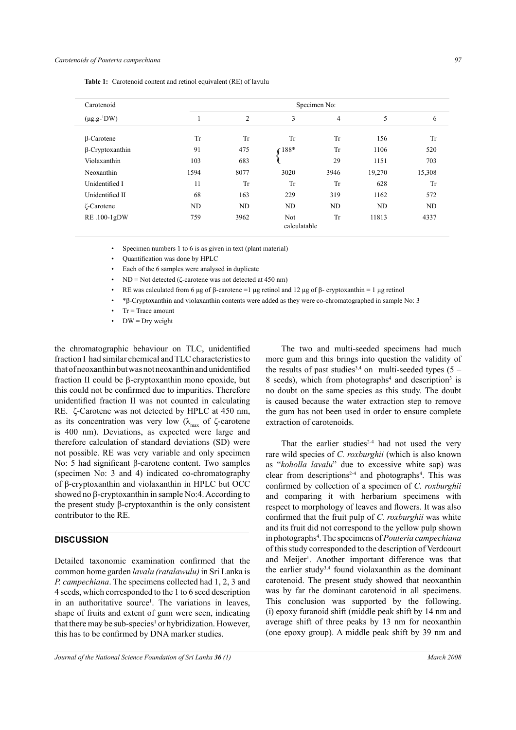**Table 1:** Carotenoid content and retinol equivalent (RE) of lavulu

| Carotenoid ($\mu g.g^{-1}$DW) | Specimen No: 1 | 2 | 3 | 4 | 5 | 6 |
|---|---|---|---|---|---|---|
| β-Carotene | Tr | Tr | Tr | Tr | 156 | Tr |
| β-Cryptoxanthin | 91 | 475 | 188* | Tr | 1106 | 520 |
| Violaxanthin | 103 | 683 | | 29 | 1151 | 703 |
| Neoxanthin | 1594 | 8077 | 3020 | 3946 | 19,270 | 15,308 |
| Unidentified I | 11 | Tr | Tr | Tr | 628 | Tr |
| Unidentified II | 68 | 163 | 229 | 319 | 1162 | 572 |
| ζ-Carotene | ND | ND | ND | ND | ND | ND |
| RE .100-1gDW | 759 | 3962 | Not calculatable | Tr | 11813 | 4337 |

- Specimen numbers 1 to 6 is as given in text (plant material)
- Quantification was done by HPLC
- Each of the 6 samples were analysed in duplicate
- ND = Not detected (ζ-carotene was not detected at 450 nm)
- RE was calculated from 6 μg of β-carotene =1 μg retinol and 12 μg of β- cryptoxanthin = 1 μg retinol
- *β-Cryptoxanthin and violaxanthin contents were added as they were co-chromatographed in sample No: 3
- Tr = Trace amount
- DW = Dry weight

the chromatographic behaviour on TLC, unidentified fraction I had similar chemical and TLC characteristics to that of neoxanthin but was not neoxanthin and unidentified fraction II could be β-cryptoxanthin mono epoxide, but this could not be confirmed due to impurities. Therefore unidentified fraction II was not counted in calculating RE. ζ-Carotene was not detected by HPLC at 450 nm, as its concentration was very low ($\lambda_{max}$ of ζ-carotene is 400 nm). Deviations, as expected were large and therefore calculation of standard deviations (SD) were not possible. RE was very variable and only specimen No: 5 had significant β-carotene content. Two samples (specimen No: 3 and 4) indicated co-chromatography of β-cryptoxanthin and violaxanthin in HPLC but OCC showed no β-cryptoxanthin in sample No:4. According to the present study β-cryptoxanthin is the only consistent contributor to the RE.

## DISCUSSION

Detailed taxonomic examination confirmed that the common home garden *lavalu (ratalawulu)* in Sri Lanka is *P. campechiana*. The specimens collected had 1, 2, 3 and 4 seeds, which corresponded to the 1 to 6 seed description in an authoritative source[1]. The variations in leaves, shape of fruits and extent of gum were seen, indicating that there may be sub-species[1] or hybridization. However, this has to be confirmed by DNA marker studies.

The two and multi-seeded specimens had much more gum and this brings into question the validity of the results of past studies[3,4] on multi-seeded types (5 – 8 seeds), which from photographs[4] and description[3] is no doubt on the same species as this study. The doubt is caused because the water extraction step to remove the gum has not been used in order to ensure complete extraction of carotenoids.

That the earlier studies[2-4] had not used the very rare wild species of *C. roxburghii* (which is also known as "*koholla lavalu*" due to excessive white sap) was clear from descriptions[2-4] and photographs[4]. This was confirmed by collection of a specimen of *C. roxburghii* and comparing it with herbarium specimens with respect to morphology of leaves and flowers. It was also confirmed that the fruit pulp of *C. roxburghii* was white and its fruit did not correspond to the yellow pulp shown in photographs[4]. The specimens of *Pouteria campechiana* of this study corresponded to the description of Verdcourt and Meijer[1]. Another important difference was that the earlier study[3,4] found violaxanthin as the dominant carotenoid. The present study showed that neoxanthin was by far the dominant carotenoid in all specimens. This conclusion was supported by the following. (i) epoxy furanoid shift (middle peak shift by 14 nm and average shift of three peaks by 13 nm for neoxanthin (one epoxy group). A middle peak shift by 39 nm and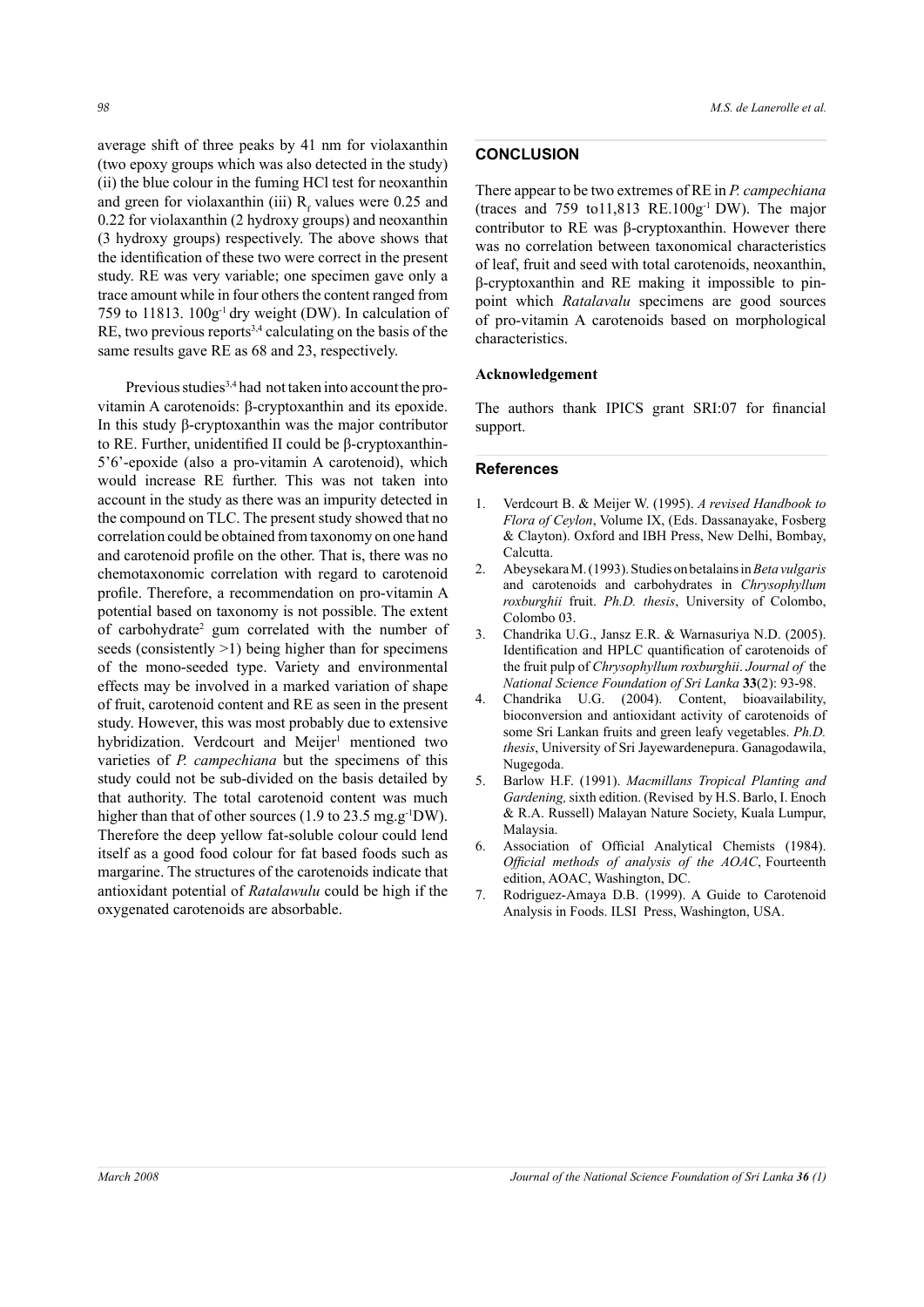average shift of three peaks by 41 nm for violaxanthin (two epoxy groups which was also detected in the study) (ii) the blue colour in the fuming HCl test for neoxanthin and green for violaxanthin (iii) $R_f$ values were 0.25 and 0.22 for violaxanthin (2 hydroxy groups) and neoxanthin (3 hydroxy groups) respectively. The above shows that the identification of these two were correct in the present study. RE was very variable; one specimen gave only a trace amount while in four others the content ranged from 759 to 11813. $100g^{-1}$ dry weight (DW). In calculation of RE, two previous reports[3,4] calculating on the basis of the same results gave RE as 68 and 23, respectively.

Previous studies[3,4] had not taken into account the pro-vitamin A carotenoids: β-cryptoxanthin and its epoxide. In this study β-cryptoxanthin was the major contributor to RE. Further, unidentified II could be β-cryptoxanthin-5'6'-epoxide (also a pro-vitamin A carotenoid), which would increase RE further. This was not taken into account in the study as there was an impurity detected in the compound on TLC. The present study showed that no correlation could be obtained from taxonomy on one hand and carotenoid profile on the other. That is, there was no chemotaxonomic correlation with regard to carotenoid profile. Therefore, a recommendation on pro-vitamin A potential based on taxonomy is not possible. The extent of carbohydrate[2] gum correlated with the number of seeds (consistently >1) being higher than for specimens of the mono-seeded type. Variety and environmental effects may be involved in a marked variation of shape of fruit, carotenoid content and RE as seen in the present study. However, this was most probably due to extensive hybridization. Verdcourt and Meijer[1] mentioned two varieties of *P. campechiana* but the specimens of this study could not be sub-divided on the basis detailed by that authority. The total carotenoid content was much higher than that of other sources (1.9 to 23.5 $mg.g^{-1}$DW). Therefore the deep yellow fat-soluble colour could lend itself as a good food colour for fat based foods such as margarine. The structures of the carotenoids indicate that antioxidant potential of *Ratalawulu* could be high if the oxygenated carotenoids are absorbable.

## CONCLUSION

There appear to be two extremes of RE in *P. campechiana* (traces and 759 to11,813 RE.$100g^{-1}$ DW). The major contributor to RE was β-cryptoxanthin. However there was no correlation between taxonomical characteristics of leaf, fruit and seed with total carotenoids, neoxanthin, β-cryptoxanthin and RE making it impossible to pin-point which *Ratalavalu* specimens are good sources of pro-vitamin A carotenoids based on morphological characteristics.

### Acknowledgement

The authors thank IPICS grant SRI:07 for financial support.

## References

1. Verdcourt B. & Meijer W. (1995). *A revised Handbook to Flora of Ceylon*, Volume IX, (Eds. Dassanayake, Fosberg & Clayton). Oxford and IBH Press, New Delhi, Bombay, Calcutta.
2. Abeysekara M. (1993). Studies on betalains in *Beta vulgaris* and carotenoids and carbohydrates in *Chrysophyllum roxburghii* fruit. *Ph.D. thesis*, University of Colombo, Colombo 03.
3. Chandrika U.G., Jansz E.R. & Warnasuriya N.D. (2005). Identification and HPLC quantification of carotenoids of the fruit pulp of *Chrysophyllum roxburghii*. *Journal of the National Science Foundation of Sri Lanka* **33**(2): 93-98.
4. Chandrika U.G. (2004). Content, bioavailability, bioconversion and antioxidant activity of carotenoids of some Sri Lankan fruits and green leafy vegetables. *Ph.D. thesis*, University of Sri Jayewardenepura. Ganagodawila, Nugegoda.
5. Barlow H.F. (1991). *Macmillans Tropical Planting and Gardening,* sixth edition. (Revised by H.S. Barlo, I. Enoch & R.A. Russell) Malayan Nature Society, Kuala Lumpur, Malaysia.
6. Association of Official Analytical Chemists (1984). *Official methods of analysis of the AOAC*, Fourteenth edition, AOAC, Washington, DC.
7. Rodriguez-Amaya D.B. (1999). A Guide to Carotenoid Analysis in Foods. ILSI Press, Washington, USA.